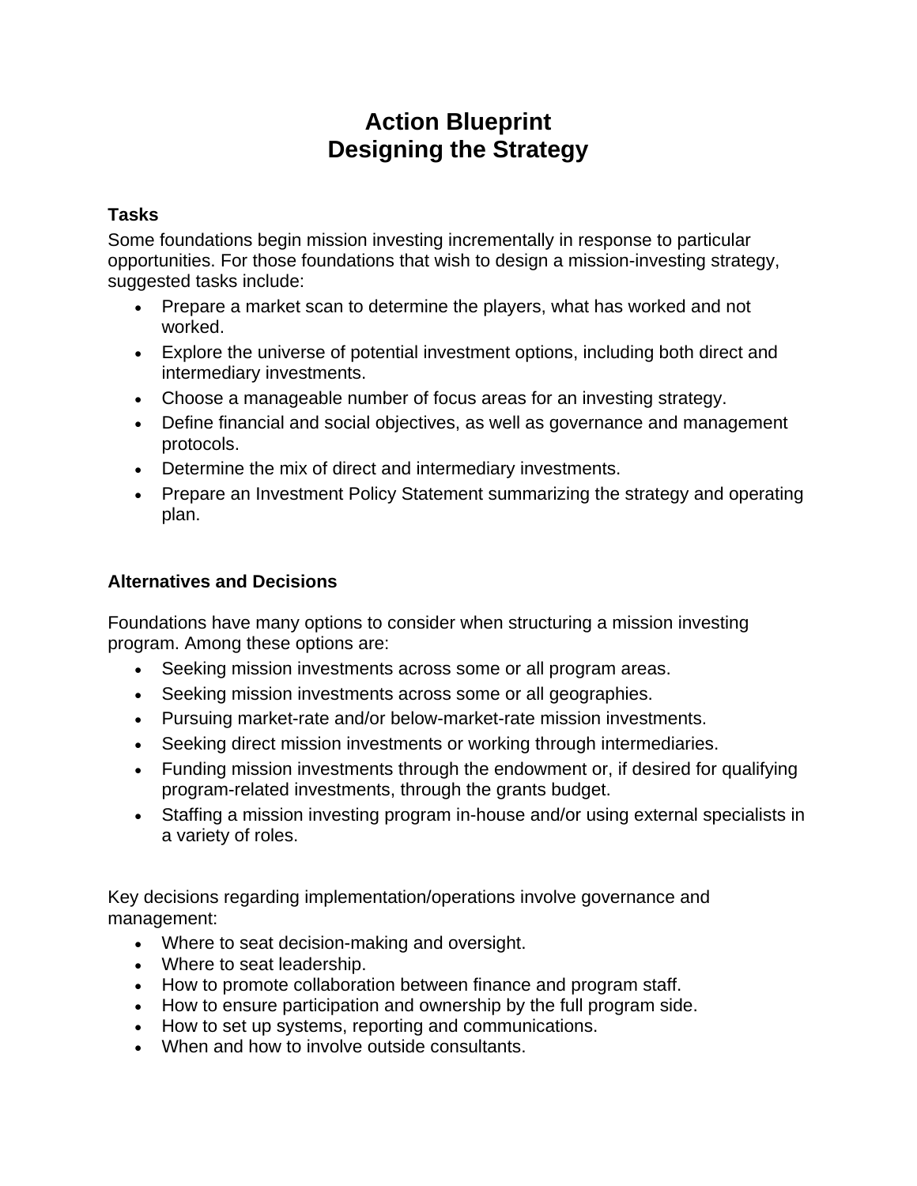# Action Blueprint
# Designing the Strategy

### Tasks

Some foundations begin mission investing incrementally in response to particular opportunities. For those foundations that wish to design a mission-investing strategy, suggested tasks include:

- Prepare a market scan to determine the players, what has worked and not worked.
- Explore the universe of potential investment options, including both direct and intermediary investments.
- Choose a manageable number of focus areas for an investing strategy.
- Define financial and social objectives, as well as governance and management protocols.
- Determine the mix of direct and intermediary investments.
- Prepare an Investment Policy Statement summarizing the strategy and operating plan.

### Alternatives and Decisions

Foundations have many options to consider when structuring a mission investing program. Among these options are:

- Seeking mission investments across some or all program areas.
- Seeking mission investments across some or all geographies.
- Pursuing market-rate and/or below-market-rate mission investments.
- Seeking direct mission investments or working through intermediaries.
- Funding mission investments through the endowment or, if desired for qualifying program-related investments, through the grants budget.
- Staffing a mission investing program in-house and/or using external specialists in a variety of roles.

Key decisions regarding implementation/operations involve governance and management:

- Where to seat decision-making and oversight.
- Where to seat leadership.
- How to promote collaboration between finance and program staff.
- How to ensure participation and ownership by the full program side.
- How to set up systems, reporting and communications.
- When and how to involve outside consultants.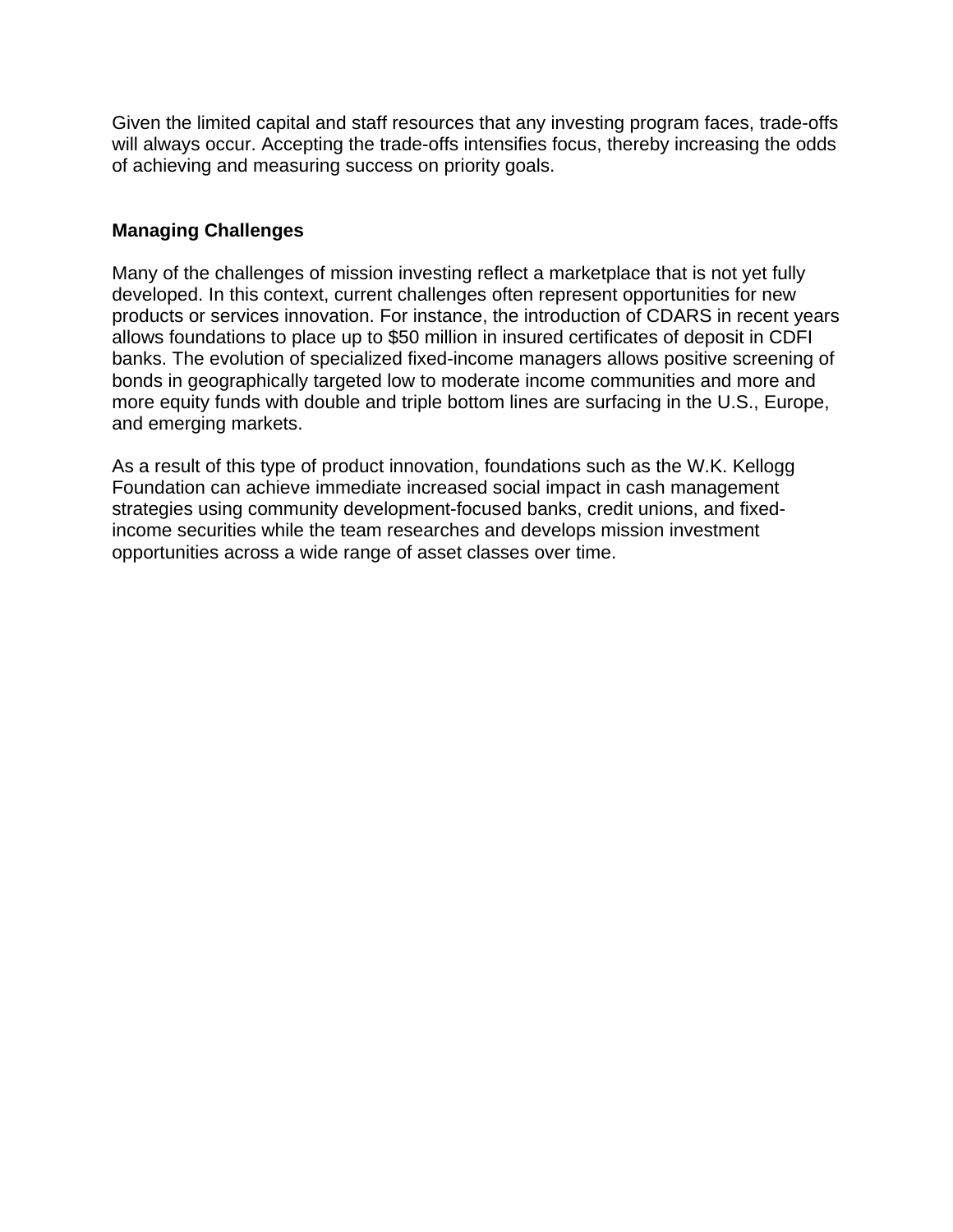Given the limited capital and staff resources that any investing program faces, trade-offs will always occur. Accepting the trade-offs intensifies focus, thereby increasing the odds of achieving and measuring success on priority goals.

**Managing Challenges**

Many of the challenges of mission investing reflect a marketplace that is not yet fully developed. In this context, current challenges often represent opportunities for new products or services innovation. For instance, the introduction of CDARS in recent years allows foundations to place up to $50 million in insured certificates of deposit in CDFI banks. The evolution of specialized fixed-income managers allows positive screening of bonds in geographically targeted low to moderate income communities and more and more equity funds with double and triple bottom lines are surfacing in the U.S., Europe, and emerging markets.

As a result of this type of product innovation, foundations such as the W.K. Kellogg Foundation can achieve immediate increased social impact in cash management strategies using community development-focused banks, credit unions, and fixed-income securities while the team researches and develops mission investment opportunities across a wide range of asset classes over time.